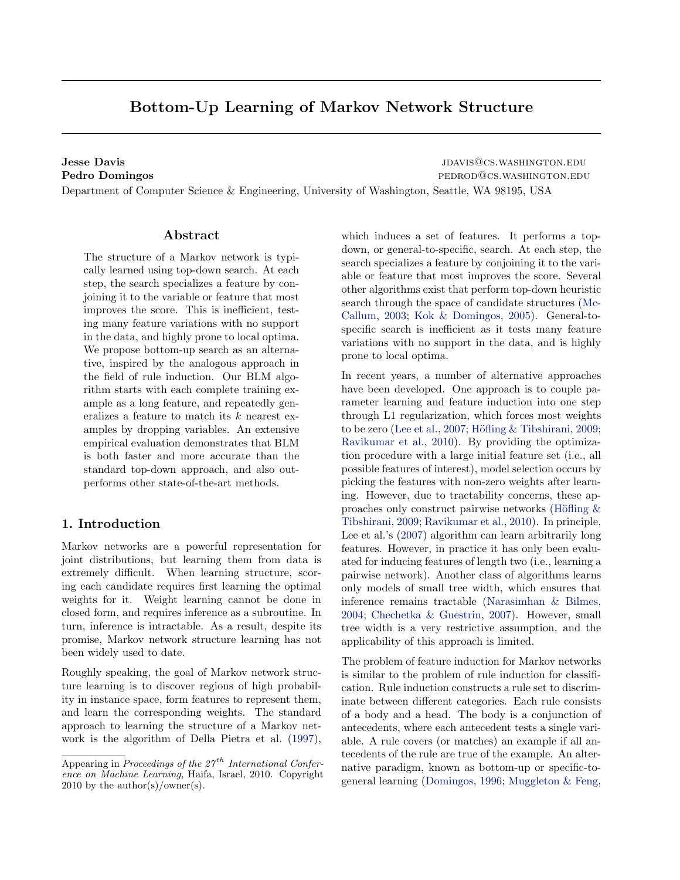# Bottom-Up Learning of Markov Network Structure

**Jesse Davis** JDAVIS@CS.WASHINGTON.EDU
**Pedro Domingos** PEDROD@CS.WASHINGTON.EDU
Department of Computer Science & Engineering, University of Washington, Seattle, WA 98195, USA

## Abstract

The structure of a Markov network is typically learned using top-down search. At each step, the search specializes a feature by conjoining it to the variable or feature that most improves the score. This is inefficient, testing many feature variations with no support in the data, and highly prone to local optima. We propose bottom-up search as an alternative, inspired by the analogous approach in the field of rule induction. Our BLM algorithm starts with each complete training example as a long feature, and repeatedly generalizes a feature to match its $k$ nearest examples by dropping variables. An extensive empirical evaluation demonstrates that BLM is both faster and more accurate than the standard top-down approach, and also outperforms other state-of-the-art methods.

## 1. Introduction

Markov networks are a powerful representation for joint distributions, but learning them from data is extremely difficult. When learning structure, scoring each candidate requires first learning the optimal weights for it. Weight learning cannot be done in closed form, and requires inference as a subroutine. In turn, inference is intractable. As a result, despite its promise, Markov network structure learning has not been widely used to date.

Roughly speaking, the goal of Markov network structure learning is to discover regions of high probability in instance space, form features to represent them, and learn the corresponding weights. The standard approach to learning the structure of a Markov network is the algorithm of Della Pietra et al. (1997), which induces a set of features. It performs a top-down, or general-to-specific, search. At each step, the search specializes a feature by conjoining it to the variable or feature that most improves the score. Several other algorithms exist that perform top-down heuristic search through the space of candidate structures (McCallum, 2003; Kok & Domingos, 2005). General-to-specific search is inefficient as it tests many feature variations with no support in the data, and is highly prone to local optima.

In recent years, a number of alternative approaches have been developed. One approach is to couple parameter learning and feature induction into one step through L1 regularization, which forces most weights to be zero (Lee et al., 2007; Höfling & Tibshirani, 2009; Ravikumar et al., 2010). By providing the optimization procedure with a large initial feature set (i.e., all possible features of interest), model selection occurs by picking the features with non-zero weights after learning. However, due to tractability concerns, these approaches only construct pairwise networks (Höfling & Tibshirani, 2009; Ravikumar et al., 2010). In principle, Lee et al.'s (2007) algorithm can learn arbitrarily long features. However, in practice it has only been evaluated for inducing features of length two (i.e., learning a pairwise network). Another class of algorithms learns only models of small tree width, which ensures that inference remains tractable (Narasimhan & Bilmes, 2004; Chechetka & Guestrin, 2007). However, small tree width is a very restrictive assumption, and the applicability of this approach is limited.

The problem of feature induction for Markov networks is similar to the problem of rule induction for classification. Rule induction constructs a rule set to discriminate between different categories. Each rule consists of a body and a head. The body is a conjunction of antecedents, where each antecedent tests a single variable. A rule covers (or matches) an example if all antecedents of the rule are true of the example. An alternative paradigm, known as bottom-up or specific-to-general learning (Domingos, 1996; Muggleton & Feng,

Appearing in *Proceedings of the 27th International Conference on Machine Learning*, Haifa, Israel, 2010. Copyright 2010 by the author(s)/owner(s).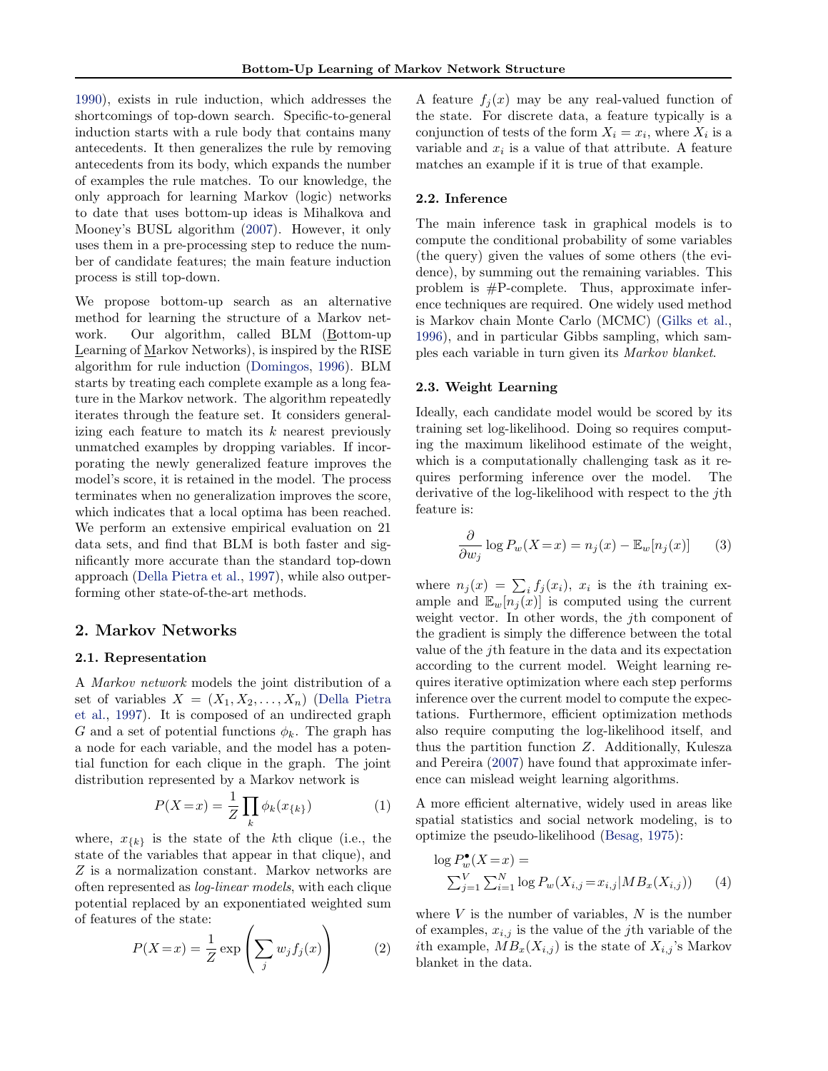1990), exists in rule induction, which addresses the shortcomings of top-down search. Specific-to-general induction starts with a rule body that contains many antecedents. It then generalizes the rule by removing antecedents from its body, which expands the number of examples the rule matches. To our knowledge, the only approach for learning Markov (logic) networks to date that uses bottom-up ideas is Mihalkova and Mooney's BUSL algorithm (2007). However, it only uses them in a pre-processing step to reduce the number of candidate features; the main feature induction process is still top-down.

We propose bottom-up search as an alternative method for learning the structure of a Markov network. Our algorithm, called BLM (Bottom-up Learning of Markov Networks), is inspired by the RISE algorithm for rule induction (Domingos, 1996). BLM starts by treating each complete example as a long feature in the Markov network. The algorithm repeatedly iterates through the feature set. It considers generalizing each feature to match its $k$ nearest previously unmatched examples by dropping variables. If incorporating the newly generalized feature improves the model's score, it is retained in the model. The process terminates when no generalization improves the score, which indicates that a local optima has been reached. We perform an extensive empirical evaluation on 21 data sets, and find that BLM is both faster and significantly more accurate than the standard top-down approach (Della Pietra et al., 1997), while also outperforming other state-of-the-art methods.

## 2. Markov Networks

### 2.1. Representation

A *Markov network* models the joint distribution of a set of variables $X = (X_1, X_2, \ldots, X_n)$ (Della Pietra et al., 1997). It is composed of an undirected graph $G$ and a set of potential functions $\phi_k$. The graph has a node for each variable, and the model has a potential function for each clique in the graph. The joint distribution represented by a Markov network is

$$P(X = x) = \frac{1}{Z} \prod_k \phi_k(x_{\{k\}}) \quad (1)$$

where, $x_{\{k\}}$ is the state of the $k$th clique (i.e., the state of the variables that appear in that clique), and $Z$ is a normalization constant. Markov networks are often represented as *log-linear models*, with each clique potential replaced by an exponentiated weighted sum of features of the state:

$$P(X = x) = \frac{1}{Z} \exp\left(\sum_j w_j f_j(x)\right) \quad (2)$$

A feature $f_j(x)$ may be any real-valued function of the state. For discrete data, a feature typically is a conjunction of tests of the form $X_i = x_i$, where $X_i$ is a variable and $x_i$ is a value of that attribute. A feature matches an example if it is true of that example.

### 2.2. Inference

The main inference task in graphical models is to compute the conditional probability of some variables (the query) given the values of some others (the evidence), by summing out the remaining variables. This problem is #P-complete. Thus, approximate inference techniques are required. One widely used method is Markov chain Monte Carlo (MCMC) (Gilks et al., 1996), and in particular Gibbs sampling, which samples each variable in turn given its *Markov blanket*.

### 2.3. Weight Learning

Ideally, each candidate model would be scored by its training set log-likelihood. Doing so requires computing the maximum likelihood estimate of the weight, which is a computationally challenging task as it requires performing inference over the model. The derivative of the log-likelihood with respect to the $j$th feature is:

$$\frac{\partial}{\partial w_j} \log P_w(X = x) = n_j(x) - \mathbb{E}_w[n_j(x)] \quad (3)$$

where $n_j(x) = \sum_i f_j(x_i)$, $x_i$ is the $i$th training example and $\mathbb{E}_w[n_j(x)]$ is computed using the current weight vector. In other words, the $j$th component of the gradient is simply the difference between the total value of the $j$th feature in the data and its expectation according to the current model. Weight learning requires iterative optimization where each step performs inference over the current model to compute the expectations. Furthermore, efficient optimization methods also require computing the log-likelihood itself, and thus the partition function $Z$. Additionally, Kulesza and Pereira (2007) have found that approximate inference can mislead weight learning algorithms.

A more efficient alternative, widely used in areas like spatial statistics and social network modeling, is to optimize the pseudo-likelihood (Besag, 1975):

$$\log P_w^{\bullet}(X = x) = \sum_{j=1}^{V} \sum_{i=1}^{N} \log P_w(X_{i,j} = x_{i,j} | MB_x(X_{i,j})) \quad (4)$$

where $V$ is the number of variables, $N$ is the number of examples, $x_{i,j}$ is the value of the $j$th variable of the $i$th example, $MB_x(X_{i,j})$ is the state of $X_{i,j}$'s Markov blanket in the data.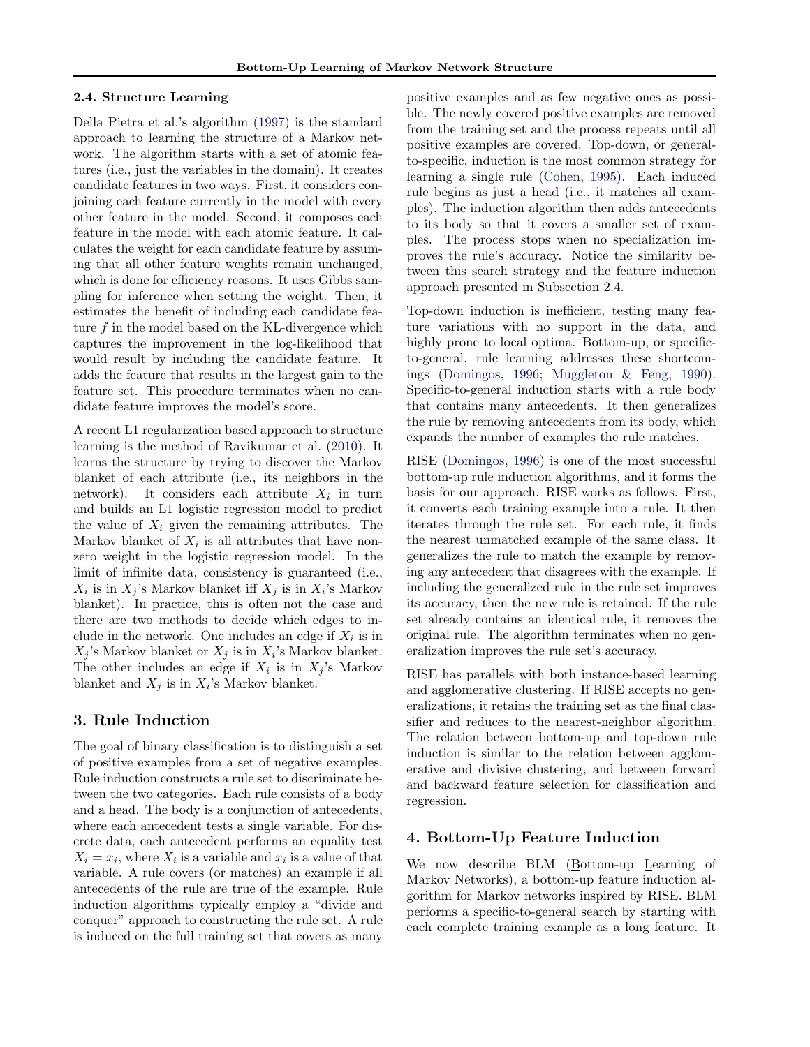### 2.4. Structure Learning

Della Pietra et al.'s algorithm (1997) is the standard approach to learning the structure of a Markov network. The algorithm starts with a set of atomic features (i.e., just the variables in the domain). It creates candidate features in two ways. First, it considers conjoining each feature currently in the model with every other feature in the model. Second, it composes each feature in the model with each atomic feature. It calculates the weight for each candidate feature by assuming that all other feature weights remain unchanged, which is done for efficiency reasons. It uses Gibbs sampling for inference when setting the weight. Then, it estimates the benefit of including each candidate feature $f$ in the model based on the KL-divergence which captures the improvement in the log-likelihood that would result by including the candidate feature. It adds the feature that results in the largest gain to the feature set. This procedure terminates when no candidate feature improves the model's score.

A recent L1 regularization based approach to structure learning is the method of Ravikumar et al. (2010). It learns the structure by trying to discover the Markov blanket of each attribute (i.e., its neighbors in the network). It considers each attribute $X_i$ in turn and builds an L1 logistic regression model to predict the value of $X_i$ given the remaining attributes. The Markov blanket of $X_i$ is all attributes that have non-zero weight in the logistic regression model. In the limit of infinite data, consistency is guaranteed (i.e., $X_i$ is in $X_j$'s Markov blanket iff $X_j$ is in $X_i$'s Markov blanket). In practice, this is often not the case and there are two methods to decide which edges to include in the network. One includes an edge if $X_i$ is in $X_j$'s Markov blanket or $X_j$ is in $X_i$'s Markov blanket. The other includes an edge if $X_i$ is in $X_j$'s Markov blanket and $X_j$ is in $X_i$'s Markov blanket.

## 3. Rule Induction

The goal of binary classification is to distinguish a set of positive examples from a set of negative examples. Rule induction constructs a rule set to discriminate between the two categories. Each rule consists of a body and a head. The body is a conjunction of antecedents, where each antecedent tests a single variable. For discrete data, each antecedent performs an equality test $X_i = x_i$, where $X_i$ is a variable and $x_i$ is a value of that variable. A rule covers (or matches) an example if all antecedents of the rule are true of the example. Rule induction algorithms typically employ a "divide and conquer" approach to constructing the rule set. A rule is induced on the full training set that covers as many positive examples and as few negative ones as possible. The newly covered positive examples are removed from the training set and the process repeats until all positive examples are covered. Top-down, or general-to-specific, induction is the most common strategy for learning a single rule (Cohen, 1995). Each induced rule begins as just a head (i.e., it matches all examples). The induction algorithm then adds antecedents to its body so that it covers a smaller set of examples. The process stops when no specialization improves the rule's accuracy. Notice the similarity between this search strategy and the feature induction approach presented in Subsection 2.4.

Top-down induction is inefficient, testing many feature variations with no support in the data, and highly prone to local optima. Bottom-up, or specific-to-general, rule learning addresses these shortcomings (Domingos, 1996; Muggleton & Feng, 1990). Specific-to-general induction starts with a rule body that contains many antecedents. It then generalizes the rule by removing antecedents from its body, which expands the number of examples the rule matches.

RISE (Domingos, 1996) is one of the most successful bottom-up rule induction algorithms, and it forms the basis for our approach. RISE works as follows. First, it converts each training example into a rule. It then iterates through the rule set. For each rule, it finds the nearest unmatched example of the same class. It generalizes the rule to match the example by removing any antecedent that disagrees with the example. If including the generalized rule in the rule set improves its accuracy, then the new rule is retained. If the rule set already contains an identical rule, it removes the original rule. The algorithm terminates when no generalization improves the rule set's accuracy.

RISE has parallels with both instance-based learning and agglomerative clustering. If RISE accepts no generalizations, it retains the training set as the final classifier and reduces to the nearest-neighbor algorithm. The relation between bottom-up and top-down rule induction is similar to the relation between agglomerative and divisive clustering, and between forward and backward feature selection for classification and regression.

## 4. Bottom-Up Feature Induction

We now describe BLM (Bottom-up Learning of Markov Networks), a bottom-up feature induction algorithm for Markov networks inspired by RISE. BLM performs a specific-to-general search by starting with each complete training example as a long feature. It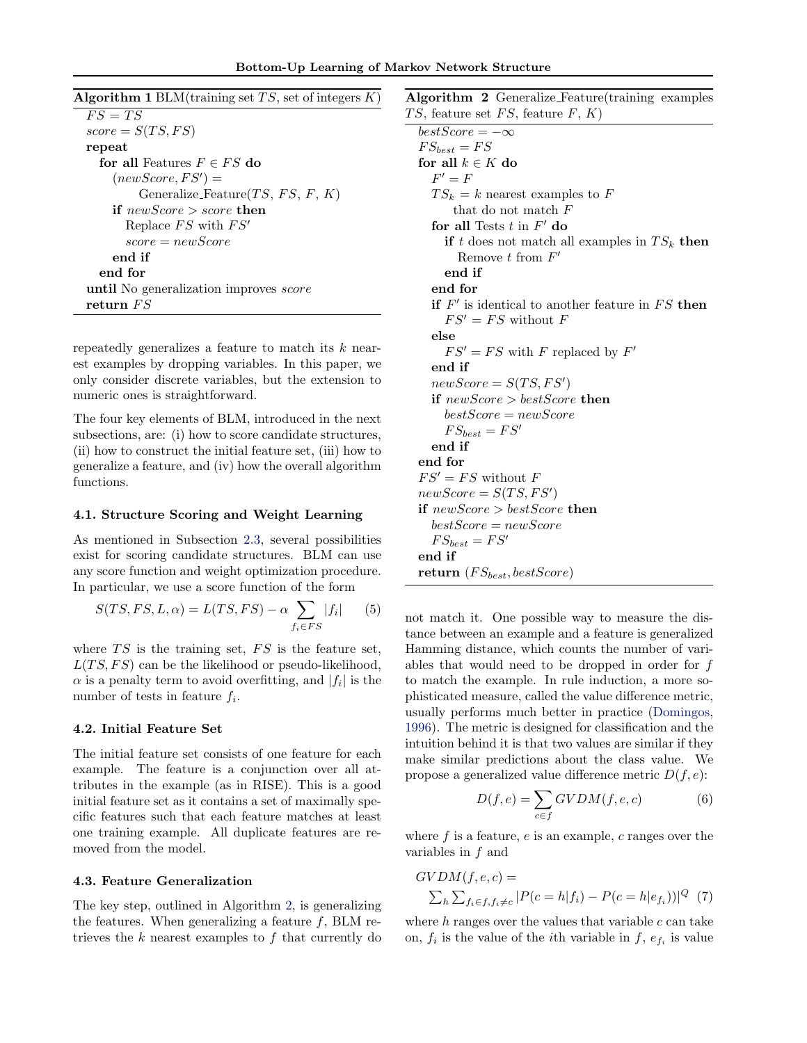**Algorithm 1** BLM(training set $TS$, set of integers $K$)

```
FS = TS
score = S(TS, FS)
repeat
  for all Features F ∈ FS do
    (newScore, FS') =
        Generalize_Feature(TS, FS, F, K)
    if newScore > score then
      Replace FS with FS'
      score = newScore
    end if
  end for
until No generalization improves score
return FS
```

repeatedly generalizes a feature to match its $k$ nearest examples by dropping variables. In this paper, we only consider discrete variables, but the extension to numeric ones is straightforward.

The four key elements of BLM, introduced in the next subsections, are: (i) how to score candidate structures, (ii) how to construct the initial feature set, (iii) how to generalize a feature, and (iv) how the overall algorithm functions.

### 4.1. Structure Scoring and Weight Learning

As mentioned in Subsection 2.3, several possibilities exist for scoring candidate structures. BLM can use any score function and weight optimization procedure. In particular, we use a score function of the form

$$S(TS, FS, L, \alpha) = L(TS, FS) - \alpha \sum_{f_i \in FS} |f_i| \quad (5)$$

where $TS$ is the training set, $FS$ is the feature set, $L(TS, FS)$ can be the likelihood or pseudo-likelihood, $\alpha$ is a penalty term to avoid overfitting, and $|f_i|$ is the number of tests in feature $f_i$.

### 4.2. Initial Feature Set

The initial feature set consists of one feature for each example. The feature is a conjunction over all attributes in the example (as in RISE). This is a good initial feature set as it contains a set of maximally specific features such that each feature matches at least one training example. All duplicate features are removed from the model.

### 4.3. Feature Generalization

The key step, outlined in Algorithm 2, is generalizing the features. When generalizing a feature $f$, BLM retrieves the $k$ nearest examples to $f$ that currently do not match it. One possible way to measure the distance between an example and a feature is generalized Hamming distance, which counts the number of variables that would need to be dropped in order for $f$ to match the example. In rule induction, a more sophisticated measure, called the value difference metric, usually performs much better in practice (Domingos, 1996). The metric is designed for classification and the intuition behind it is that two values are similar if they make similar predictions about the class value. We propose a generalized value difference metric $D(f, e)$:

$$D(f, e) = \sum_{c \in f} GVDM(f, e, c) \quad (6)$$

where $f$ is a feature, $e$ is an example, $c$ ranges over the variables in $f$ and

$$GVDM(f, e, c) = \sum_h \sum_{f_i \in f, f_i \neq c} |P(c = h|f_i) - P(c = h|e_{f_i}))|^Q \quad (7)$$

where $h$ ranges over the values that variable $c$ can take on, $f_i$ is the value of the $i$th variable in $f$, $e_{f_i}$ is value

**Algorithm 2** Generalize_Feature(training examples $TS$, feature set $FS$, feature $F$, $K$)

```
bestScore = −∞
FS_best = FS
for all k ∈ K do
  F' = F
  TS_k = k nearest examples to F
      that do not match F
  for all Tests t in F' do
    if t does not match all examples in TS_k then
      Remove t from F'
    end if
  end for
  if F' is identical to another feature in FS then
    FS' = FS without F
  else
    FS' = FS with F replaced by F'
  end if
  newScore = S(TS, FS')
  if newScore > bestScore then
    bestScore = newScore
    FS_best = FS'
  end if
end for
FS' = FS without F
newScore = S(TS, FS')
if newScore > bestScore then
  bestScore = newScore
  FS_best = FS'
end if
return (FS_best, bestScore)
```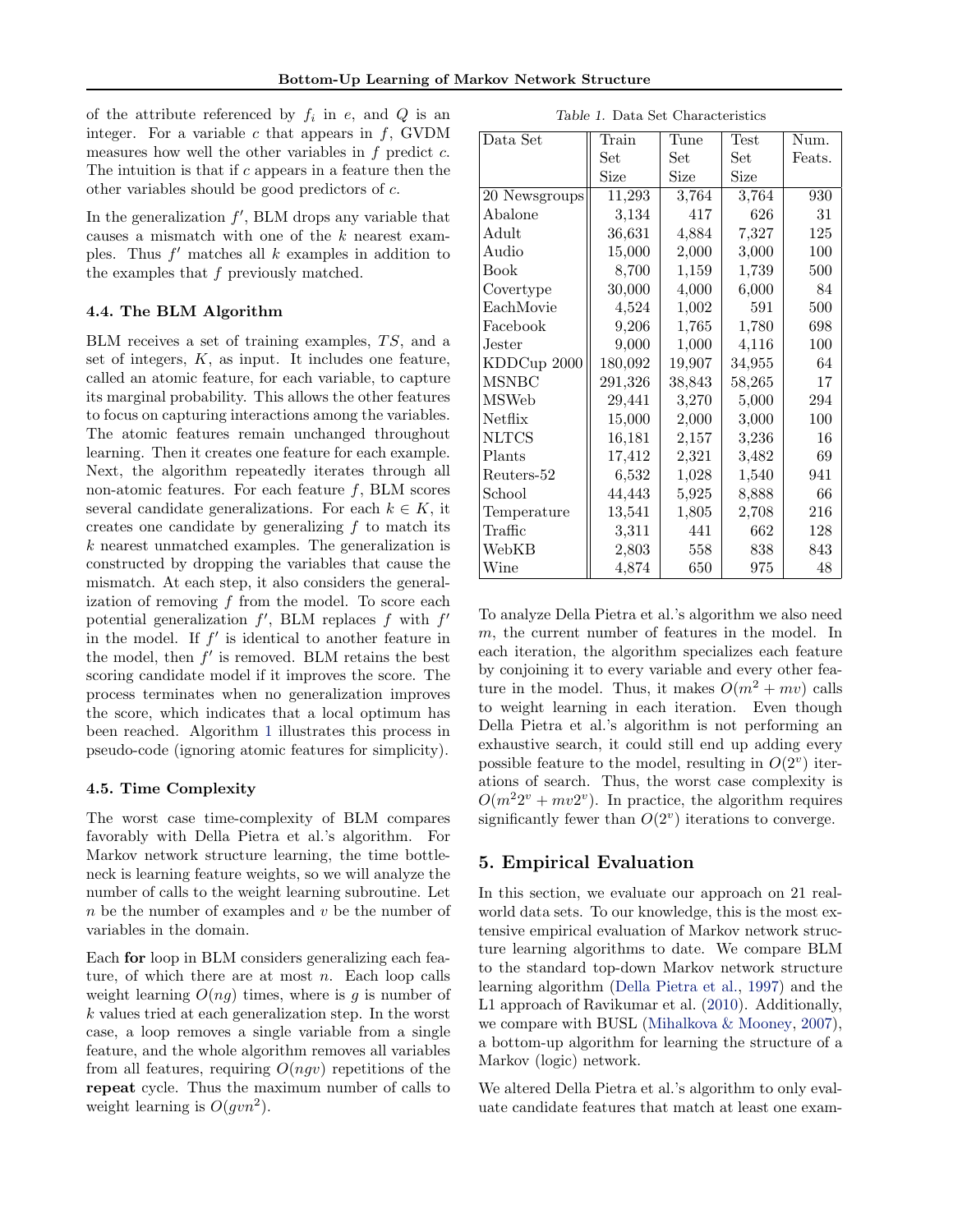of the attribute referenced by $f_i$ in $e$, and $Q$ is an integer. For a variable $c$ that appears in $f$, GVDM measures how well the other variables in $f$ predict $c$. The intuition is that if $c$ appears in a feature then the other variables should be good predictors of $c$.

In the generalization $f'$, BLM drops any variable that causes a mismatch with one of the $k$ nearest examples. Thus $f'$ matches all $k$ examples in addition to the examples that $f$ previously matched.

### 4.4. The BLM Algorithm

BLM receives a set of training examples, $TS$, and a set of integers, $K$, as input. It includes one feature, called an atomic feature, for each variable, to capture its marginal probability. This allows the other features to focus on capturing interactions among the variables. The atomic features remain unchanged throughout learning. Then it creates one feature for each example. Next, the algorithm repeatedly iterates through all non-atomic features. For each feature $f$, BLM scores several candidate generalizations. For each $k \in K$, it creates one candidate by generalizing $f$ to match its $k$ nearest unmatched examples. The generalization is constructed by dropping the variables that cause the mismatch. At each step, it also considers the generalization of removing $f$ from the model. To score each potential generalization $f'$, BLM replaces $f$ with $f'$ in the model. If $f'$ is identical to another feature in the model, then $f'$ is removed. BLM retains the best scoring candidate model if it improves the score. The process terminates when no generalization improves the score, which indicates that a local optimum has been reached. Algorithm 1 illustrates this process in pseudo-code (ignoring atomic features for simplicity).

### 4.5. Time Complexity

The worst case time-complexity of BLM compares favorably with Della Pietra et al.'s algorithm. For Markov network structure learning, the time bottleneck is learning feature weights, so we will analyze the number of calls to the weight learning subroutine. Let $n$ be the number of examples and $v$ be the number of variables in the domain.

Each **for** loop in BLM considers generalizing each feature, of which there are at most $n$. Each loop calls weight learning $O(ng)$ times, where is $g$ is number of $k$ values tried at each generalization step. In the worst case, a loop removes a single variable from a single feature, and the whole algorithm removes all variables from all features, requiring $O(ngv)$ repetitions of the **repeat** cycle. Thus the maximum number of calls to weight learning is $O(gvn^2)$.

*Table 1.* Data Set Characteristics

| Data Set | Train Set Size | Tune Set Size | Test Set Size | Num. Feats. |
|---|---|---|---|---|
| 20 Newsgroups | 11,293 | 3,764 | 3,764 | 930 |
| Abalone | 3,134 | 417 | 626 | 31 |
| Adult | 36,631 | 4,884 | 7,327 | 125 |
| Audio | 15,000 | 2,000 | 3,000 | 100 |
| Book | 8,700 | 1,159 | 1,739 | 500 |
| Covertype | 30,000 | 4,000 | 6,000 | 84 |
| EachMovie | 4,524 | 1,002 | 591 | 500 |
| Facebook | 9,206 | 1,765 | 1,780 | 698 |
| Jester | 9,000 | 1,000 | 4,116 | 100 |
| KDDCup 2000 | 180,092 | 19,907 | 34,955 | 64 |
| MSNBC | 291,326 | 38,843 | 58,265 | 17 |
| MSWeb | 29,441 | 3,270 | 5,000 | 294 |
| Netflix | 15,000 | 2,000 | 3,000 | 100 |
| NLTCS | 16,181 | 2,157 | 3,236 | 16 |
| Plants | 17,412 | 2,321 | 3,482 | 69 |
| Reuters-52 | 6,532 | 1,028 | 1,540 | 941 |
| School | 44,443 | 5,925 | 8,888 | 66 |
| Temperature | 13,541 | 1,805 | 2,708 | 216 |
| Traffic | 3,311 | 441 | 662 | 128 |
| WebKB | 2,803 | 558 | 838 | 843 |
| Wine | 4,874 | 650 | 975 | 48 |

To analyze Della Pietra et al.'s algorithm we also need $m$, the current number of features in the model. In each iteration, the algorithm specializes each feature by conjoining it to every variable and every other feature in the model. Thus, it makes $O(m^2 + mv)$ calls to weight learning in each iteration. Even though Della Pietra et al.'s algorithm is not performing an exhaustive search, it could still end up adding every possible feature to the model, resulting in $O(2^v)$ iterations of search. Thus, the worst case complexity is $O(m^2 2^v + mv2^v)$. In practice, the algorithm requires significantly fewer than $O(2^v)$ iterations to converge.

## 5. Empirical Evaluation

In this section, we evaluate our approach on 21 real-world data sets. To our knowledge, this is the most extensive empirical evaluation of Markov network structure learning algorithms to date. We compare BLM to the standard top-down Markov network structure learning algorithm (Della Pietra et al., 1997) and the L1 approach of Ravikumar et al. (2010). Additionally, we compare with BUSL (Mihalkova & Mooney, 2007), a bottom-up algorithm for learning the structure of a Markov (logic) network.

We altered Della Pietra et al.'s algorithm to only evaluate candidate features that match at least one exam-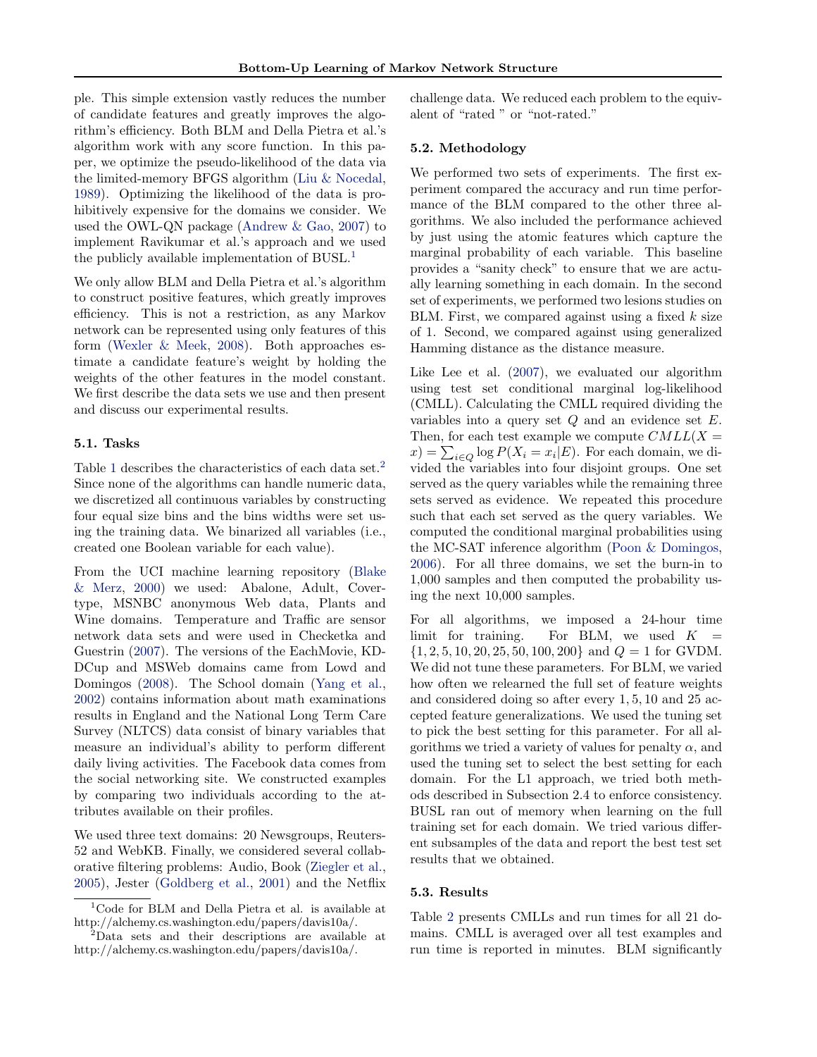ple. This simple extension vastly reduces the number of candidate features and greatly improves the algorithm's efficiency. Both BLM and Della Pietra et al.'s algorithm work with any score function. In this paper, we optimize the pseudo-likelihood of the data via the limited-memory BFGS algorithm (Liu & Nocedal, 1989). Optimizing the likelihood of the data is prohibitively expensive for the domains we consider. We used the OWL-QN package (Andrew & Gao, 2007) to implement Ravikumar et al.'s approach and we used the publicly available implementation of BUSL.[1]

We only allow BLM and Della Pietra et al.'s algorithm to construct positive features, which greatly improves efficiency. This is not a restriction, as any Markov network can be represented using only features of this form (Wexler & Meek, 2008). Both approaches estimate a candidate feature's weight by holding the weights of the other features in the model constant. We first describe the data sets we use and then present and discuss our experimental results.

### 5.1. Tasks

Table 1 describes the characteristics of each data set.[2] Since none of the algorithms can handle numeric data, we discretized all continuous variables by constructing four equal size bins and the bins widths were set using the training data. We binarized all variables (i.e., created one Boolean variable for each value).

From the UCI machine learning repository (Blake & Merz, 2000) we used: Abalone, Adult, Covertype, MSNBC anonymous Web data, Plants and Wine domains. Temperature and Traffic are sensor network data sets and were used in Checketka and Guestrin (2007). The versions of the EachMovie, KDDCup and MSWeb domains came from Lowd and Domingos (2008). The School domain (Yang et al., 2002) contains information about math examinations results in England and the National Long Term Care Survey (NLTCS) data consist of binary variables that measure an individual's ability to perform different daily living activities. The Facebook data comes from the social networking site. We constructed examples by comparing two individuals according to the attributes available on their profiles.

We used three text domains: 20 Newsgroups, Reuters-52 and WebKB. Finally, we considered several collaborative filtering problems: Audio, Book (Ziegler et al., 2005), Jester (Goldberg et al., 2001) and the Netflix challenge data. We reduced each problem to the equivalent of "rated " or "not-rated."

### 5.2. Methodology

We performed two sets of experiments. The first experiment compared the accuracy and run time performance of the BLM compared to the other three algorithms. We also included the performance achieved by just using the atomic features which capture the marginal probability of each variable. This baseline provides a "sanity check" to ensure that we are actually learning something in each domain. In the second set of experiments, we performed two lesions studies on BLM. First, we compared against using a fixed $k$ size of 1. Second, we compared against using generalized Hamming distance as the distance measure.

Like Lee et al. (2007), we evaluated our algorithm using test set conditional marginal log-likelihood (CMLL). Calculating the CMLL required dividing the variables into a query set $Q$ and an evidence set $E$. Then, for each test example we compute $CMLL(X = x) = \sum_{i \in Q} \log P(X_i = x_i|E)$. For each domain, we divided the variables into four disjoint groups. One set served as the query variables while the remaining three sets served as evidence. We repeated this procedure such that each set served as the query variables. We computed the conditional marginal probabilities using the MC-SAT inference algorithm (Poon & Domingos, 2006). For all three domains, we set the burn-in to 1,000 samples and then computed the probability using the next 10,000 samples.

For all algorithms, we imposed a 24-hour time limit for training. For BLM, we used $K = \{1, 2, 5, 10, 20, 25, 50, 100, 200\}$ and $Q = 1$ for GVDM. We did not tune these parameters. For BLM, we varied how often we relearned the full set of feature weights and considered doing so after every $1, 5, 10$ and $25$ accepted feature generalizations. We used the tuning set to pick the best setting for this parameter. For all algorithms we tried a variety of values for penalty $\alpha$, and used the tuning set to select the best setting for each domain. For the L1 approach, we tried both methods described in Subsection 2.4 to enforce consistency. BUSL ran out of memory when learning on the full training set for each domain. We tried various different subsamples of the data and report the best test set results that we obtained.

### 5.3. Results

Table 2 presents CMLLs and run times for all 21 domains. CMLL is averaged over all test examples and run time is reported in minutes. BLM significantly

[1] Code for BLM and Della Pietra et al. is available at http://alchemy.cs.washington.edu/papers/davis10a/.

[2] Data sets and their descriptions are available at http://alchemy.cs.washington.edu/papers/davis10a/.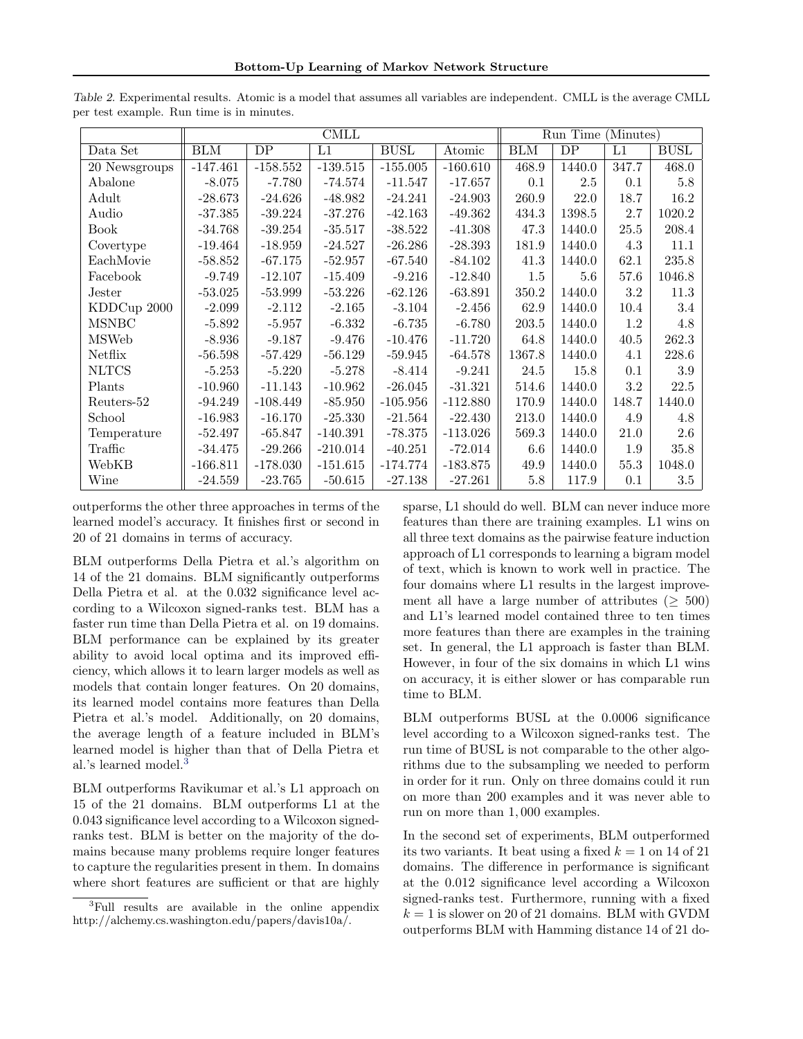*Table 2.* Experimental results. Atomic is a model that assumes all variables are independent. CMLL is the average CMLL per test example. Run time is in minutes.

| | CMLL | | | | | Run Time (Minutes) | | | |
|---|---|---|---|---|---|---|---|---|---|
| Data Set | BLM | DP | L1 | BUSL | Atomic | BLM | DP | L1 | BUSL |
| 20 Newsgroups | -147.461 | -158.552 | -139.515 | -155.005 | -160.610 | 468.9 | 1440.0 | 347.7 | 468.0 |
| Abalone | -8.075 | -7.780 | -74.574 | -11.547 | -17.657 | 0.1 | 2.5 | 0.1 | 5.8 |
| Adult | -28.673 | -24.626 | -48.982 | -24.241 | -24.903 | 260.9 | 22.0 | 18.7 | 16.2 |
| Audio | -37.385 | -39.224 | -37.276 | -42.163 | -49.362 | 434.3 | 1398.5 | 2.7 | 1020.2 |
| Book | -34.768 | -39.254 | -35.517 | -38.522 | -41.308 | 47.3 | 1440.0 | 25.5 | 208.4 |
| Covertype | -19.464 | -18.959 | -24.527 | -26.286 | -28.393 | 181.9 | 1440.0 | 4.3 | 11.1 |
| EachMovie | -58.852 | -67.175 | -52.957 | -67.540 | -84.102 | 41.3 | 1440.0 | 62.1 | 235.8 |
| Facebook | -9.749 | -12.107 | -15.409 | -9.216 | -12.840 | 1.5 | 5.6 | 57.6 | 1046.8 |
| Jester | -53.025 | -53.999 | -53.226 | -62.126 | -63.891 | 350.2 | 1440.0 | 3.2 | 11.3 |
| KDDCup 2000 | -2.099 | -2.112 | -2.165 | -3.104 | -2.456 | 62.9 | 1440.0 | 10.4 | 3.4 |
| MSNBC | -5.892 | -5.957 | -6.332 | -6.735 | -6.780 | 203.5 | 1440.0 | 1.2 | 4.8 |
| MSWeb | -8.936 | -9.187 | -9.476 | -10.476 | -11.720 | 64.8 | 1440.0 | 40.5 | 262.3 |
| Netflix | -56.598 | -57.429 | -56.129 | -59.945 | -64.578 | 1367.8 | 1440.0 | 4.1 | 228.6 |
| NLTCS | -5.253 | -5.220 | -5.278 | -8.414 | -9.241 | 24.5 | 15.8 | 0.1 | 3.9 |
| Plants | -10.960 | -11.143 | -10.962 | -26.045 | -31.321 | 514.6 | 1440.0 | 3.2 | 22.5 |
| Reuters-52 | -94.249 | -108.449 | -85.950 | -105.956 | -112.880 | 170.9 | 1440.0 | 148.7 | 1440.0 |
| School | -16.983 | -16.170 | -25.330 | -21.564 | -22.430 | 213.0 | 1440.0 | 4.9 | 4.8 |
| Temperature | -52.497 | -65.847 | -140.391 | -78.375 | -113.026 | 569.3 | 1440.0 | 21.0 | 2.6 |
| Traffic | -34.475 | -29.266 | -210.014 | -40.251 | -72.014 | 6.6 | 1440.0 | 1.9 | 35.8 |
| WebKB | -166.811 | -178.030 | -151.615 | -174.774 | -183.875 | 49.9 | 1440.0 | 55.3 | 1048.0 |
| Wine | -24.559 | -23.765 | -50.615 | -27.138 | -27.261 | 5.8 | 117.9 | 0.1 | 3.5 |

outperforms the other three approaches in terms of the learned model's accuracy. It finishes first or second in 20 of 21 domains in terms of accuracy.

BLM outperforms Della Pietra et al.'s algorithm on 14 of the 21 domains. BLM significantly outperforms Della Pietra et al. at the 0.032 significance level according to a Wilcoxon signed-ranks test. BLM has a faster run time than Della Pietra et al. on 19 domains. BLM performance can be explained by its greater ability to avoid local optima and its improved efficiency, which allows it to learn larger models as well as models that contain longer features. On 20 domains, its learned model contains more features than Della Pietra et al.'s model. Additionally, on 20 domains, the average length of a feature included in BLM's learned model is higher than that of Della Pietra et al.'s learned model.[3]

BLM outperforms Ravikumar et al.'s L1 approach on 15 of the 21 domains. BLM outperforms L1 at the 0.043 significance level according to a Wilcoxon signed-ranks test. BLM is better on the majority of the domains because many problems require longer features to capture the regularities present in them. In domains where short features are sufficient or that are highly sparse, L1 should do well. BLM can never induce more features than there are training examples. L1 wins on all three text domains as the pairwise feature induction approach of L1 corresponds to learning a bigram model of text, which is known to work well in practice. The four domains where L1 results in the largest improvement all have a large number of attributes ($\geq$ 500) and L1's learned model contained three to ten times more features than there are examples in the training set. In general, the L1 approach is faster than BLM. However, in four of the six domains in which L1 wins on accuracy, it is either slower or has comparable run time to BLM.

BLM outperforms BUSL at the 0.0006 significance level according to a Wilcoxon signed-ranks test. The run time of BUSL is not comparable to the other algorithms due to the subsampling we needed to perform in order for it run. Only on three domains could it run on more than 200 examples and it was never able to run on more than 1,000 examples.

In the second set of experiments, BLM outperformed its two variants. It beat using a fixed $k = 1$ on 14 of 21 domains. The difference in performance is significant at the 0.012 significance level according a Wilcoxon signed-ranks test. Furthermore, running with a fixed $k = 1$ is slower on 20 of 21 domains. BLM with GVDM outperforms BLM with Hamming distance 14 of 21 do-

[3] Full results are available in the online appendix http://alchemy.cs.washington.edu/papers/davis10a/.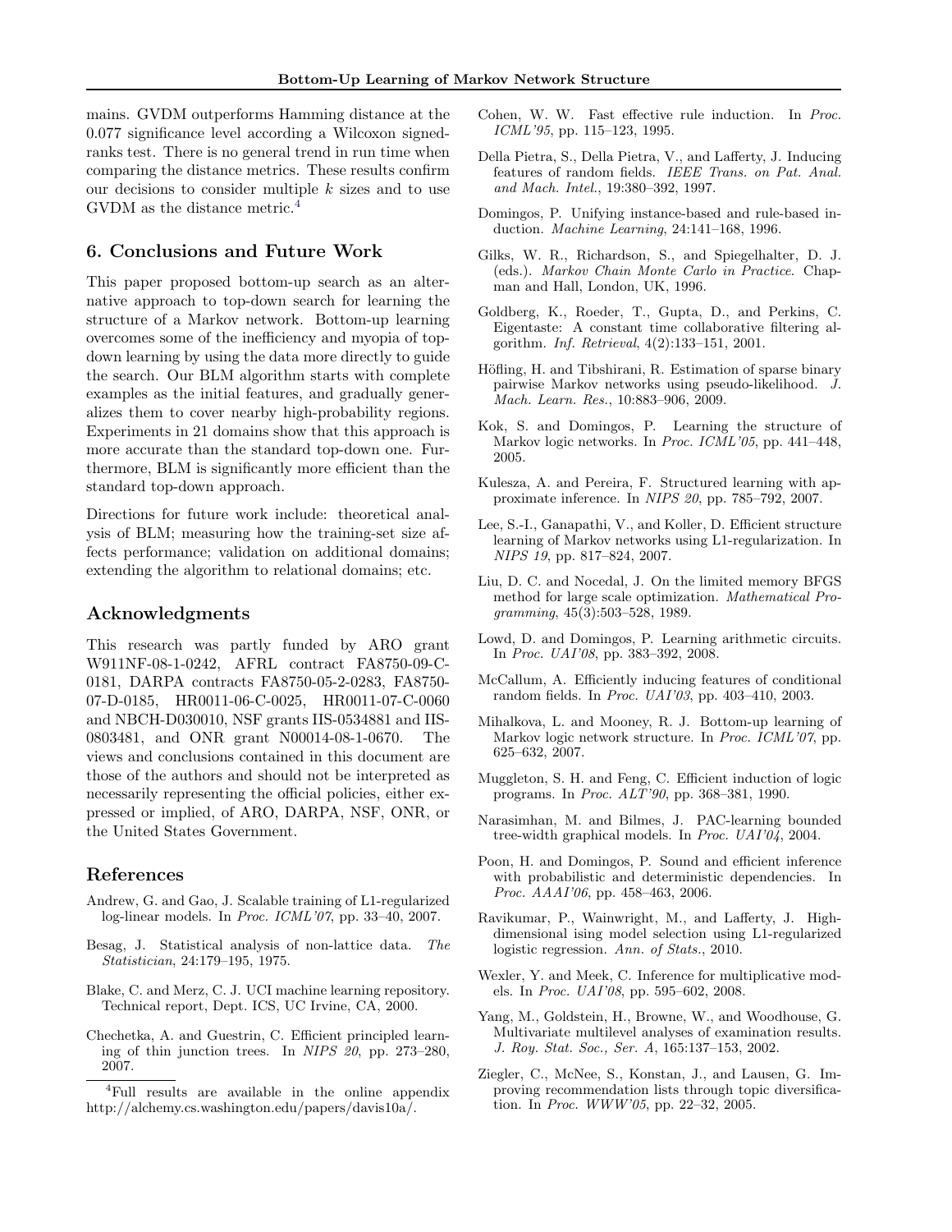mains. GVDM outperforms Hamming distance at the 0.077 significance level according a Wilcoxon signed-ranks test. There is no general trend in run time when comparing the distance metrics. These results confirm our decisions to consider multiple $k$ sizes and to use GVDM as the distance metric.[4]

## 6. Conclusions and Future Work

This paper proposed bottom-up search as an alternative approach to top-down search for learning the structure of a Markov network. Bottom-up learning overcomes some of the inefficiency and myopia of top-down learning by using the data more directly to guide the search. Our BLM algorithm starts with complete examples as the initial features, and gradually generalizes them to cover nearby high-probability regions. Experiments in 21 domains show that this approach is more accurate than the standard top-down one. Furthermore, BLM is significantly more efficient than the standard top-down approach.

Directions for future work include: theoretical analysis of BLM; measuring how the training-set size affects performance; validation on additional domains; extending the algorithm to relational domains; etc.

## Acknowledgments

This research was partly funded by ARO grant W911NF-08-1-0242, AFRL contract FA8750-09-C-0181, DARPA contracts FA8750-05-2-0283, FA8750-07-D-0185, HR0011-06-C-0025, HR0011-07-C-0060 and NBCH-D030010, NSF grants IIS-0534881 and IIS-0803481, and ONR grant N00014-08-1-0670. The views and conclusions contained in this document are those of the authors and should not be interpreted as necessarily representing the official policies, either expressed or implied, of ARO, DARPA, NSF, ONR, or the United States Government.

## References

Andrew, G. and Gao, J. Scalable training of L1-regularized log-linear models. In *Proc. ICML'07*, pp. 33–40, 2007.

Besag, J. Statistical analysis of non-lattice data. *The Statistician*, 24:179–195, 1975.

Blake, C. and Merz, C. J. UCI machine learning repository. Technical report, Dept. ICS, UC Irvine, CA, 2000.

Chechetka, A. and Guestrin, C. Efficient principled learning of thin junction trees. In *NIPS 20*, pp. 273–280, 2007.

Cohen, W. W. Fast effective rule induction. In *Proc. ICML'95*, pp. 115–123, 1995.

Della Pietra, S., Della Pietra, V., and Lafferty, J. Inducing features of random fields. *IEEE Trans. on Pat. Anal. and Mach. Intel.*, 19:380–392, 1997.

Domingos, P. Unifying instance-based and rule-based induction. *Machine Learning*, 24:141–168, 1996.

Gilks, W. R., Richardson, S., and Spiegelhalter, D. J. (eds.). *Markov Chain Monte Carlo in Practice*. Chapman and Hall, London, UK, 1996.

Goldberg, K., Roeder, T., Gupta, D., and Perkins, C. Eigentaste: A constant time collaborative filtering algorithm. *Inf. Retrieval*, 4(2):133–151, 2001.

Höfling, H. and Tibshirani, R. Estimation of sparse binary pairwise Markov networks using pseudo-likelihood. *J. Mach. Learn. Res.*, 10:883–906, 2009.

Kok, S. and Domingos, P. Learning the structure of Markov logic networks. In *Proc. ICML'05*, pp. 441–448, 2005.

Kulesza, A. and Pereira, F. Structured learning with approximate inference. In *NIPS 20*, pp. 785–792, 2007.

Lee, S.-I., Ganapathi, V., and Koller, D. Efficient structure learning of Markov networks using L1-regularization. In *NIPS 19*, pp. 817–824, 2007.

Liu, D. C. and Nocedal, J. On the limited memory BFGS method for large scale optimization. *Mathematical Programming*, 45(3):503–528, 1989.

Lowd, D. and Domingos, P. Learning arithmetic circuits. In *Proc. UAI'08*, pp. 383–392, 2008.

McCallum, A. Efficiently inducing features of conditional random fields. In *Proc. UAI'03*, pp. 403–410, 2003.

Mihalkova, L. and Mooney, R. J. Bottom-up learning of Markov logic network structure. In *Proc. ICML'07*, pp. 625–632, 2007.

Muggleton, S. H. and Feng, C. Efficient induction of logic programs. In *Proc. ALT'90*, pp. 368–381, 1990.

Narasimhan, M. and Bilmes, J. PAC-learning bounded tree-width graphical models. In *Proc. UAI'04*, 2004.

Poon, H. and Domingos, P. Sound and efficient inference with probabilistic and deterministic dependencies. In *Proc. AAAI'06*, pp. 458–463, 2006.

Ravikumar, P., Wainwright, M., and Lafferty, J. High-dimensional ising model selection using L1-regularized logistic regression. *Ann. of Stats.*, 2010.

Wexler, Y. and Meek, C. Inference for multiplicative models. In *Proc. UAI'08*, pp. 595–602, 2008.

Yang, M., Goldstein, H., Browne, W., and Woodhouse, G. Multivariate multilevel analyses of examination results. *J. Roy. Stat. Soc., Ser. A*, 165:137–153, 2002.

Ziegler, C., McNee, S., Konstan, J., and Lausen, G. Improving recommendation lists through topic diversification. In *Proc. WWW'05*, pp. 22–32, 2005.

[4]Full results are available in the online appendix http://alchemy.cs.washington.edu/papers/davis10a/.